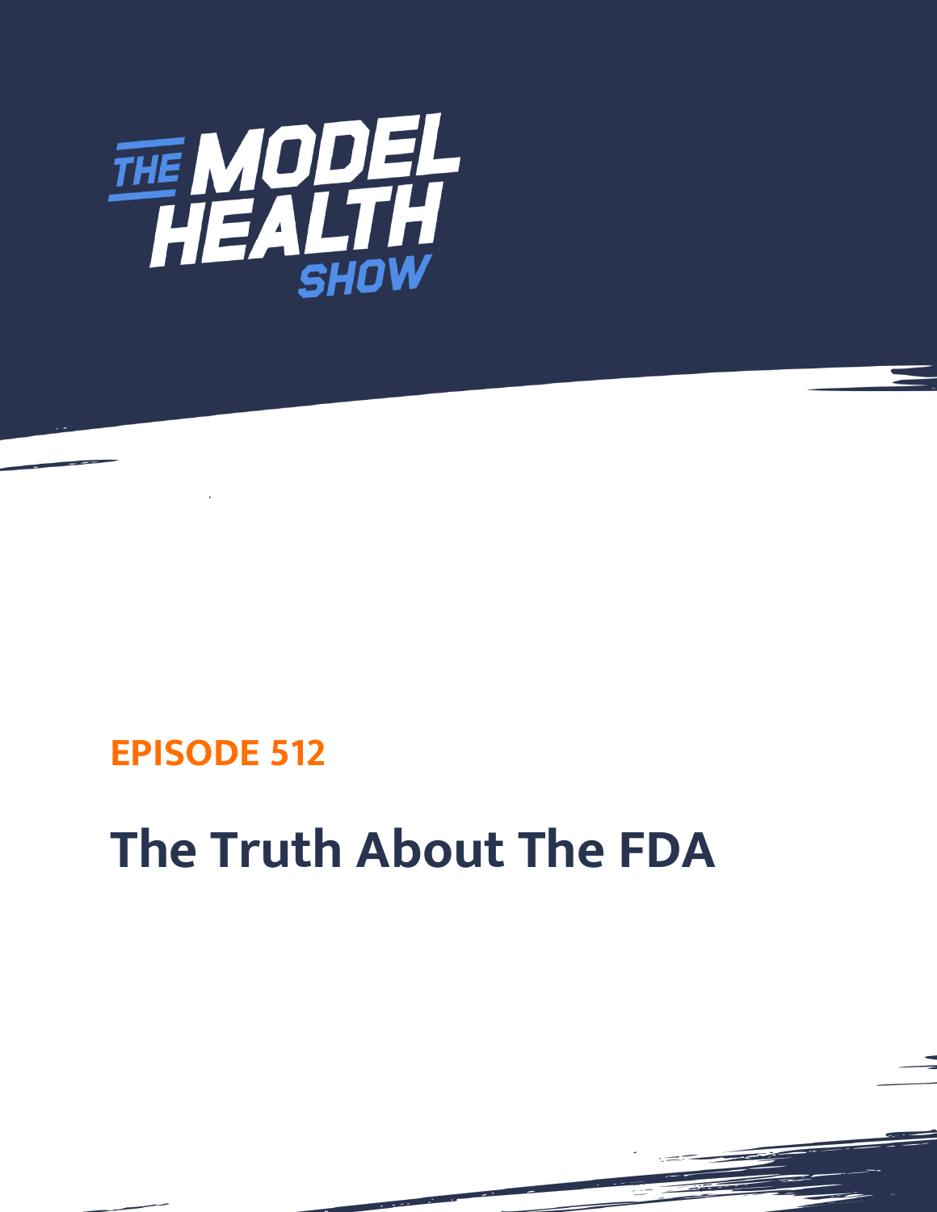# THE MODEL HEALTH SHOW

## EPISODE 512

# The Truth About The FDA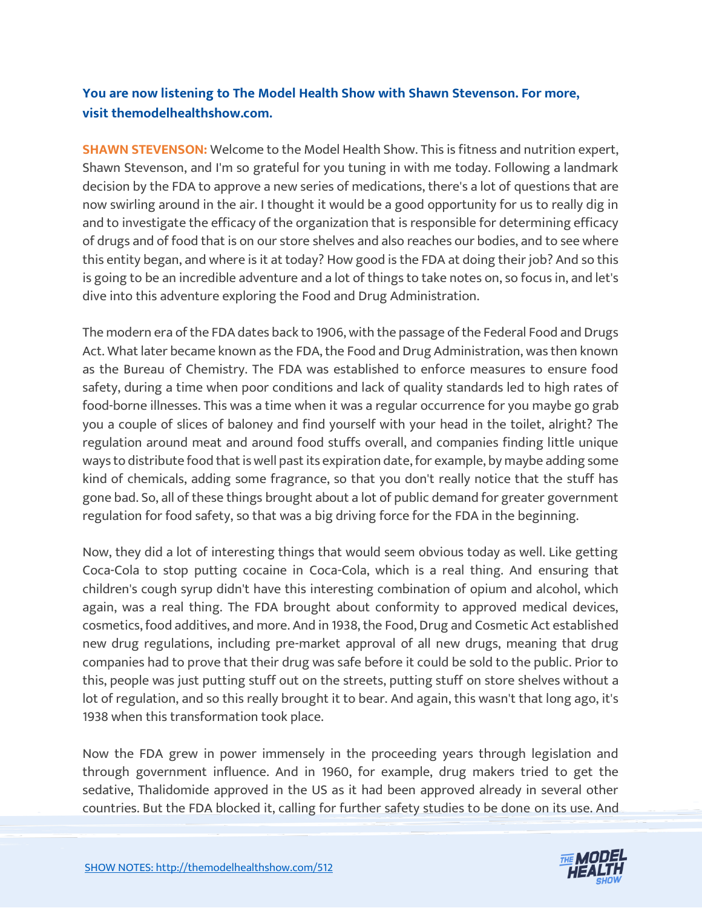**You are now listening to The Model Health Show with Shawn Stevenson. For more, visit themodelhealthshow.com.**

**SHAWN STEVENSON:** Welcome to the Model Health Show. This is fitness and nutrition expert, Shawn Stevenson, and I'm so grateful for you tuning in with me today. Following a landmark decision by the FDA to approve a new series of medications, there's a lot of questions that are now swirling around in the air. I thought it would be a good opportunity for us to really dig in and to investigate the efficacy of the organization that is responsible for determining efficacy of drugs and of food that is on our store shelves and also reaches our bodies, and to see where this entity began, and where is it at today? How good is the FDA at doing their job? And so this is going to be an incredible adventure and a lot of things to take notes on, so focus in, and let's dive into this adventure exploring the Food and Drug Administration.

The modern era of the FDA dates back to 1906, with the passage of the Federal Food and Drugs Act. What later became known as the FDA, the Food and Drug Administration, was then known as the Bureau of Chemistry. The FDA was established to enforce measures to ensure food safety, during a time when poor conditions and lack of quality standards led to high rates of food-borne illnesses. This was a time when it was a regular occurrence for you maybe go grab you a couple of slices of baloney and find yourself with your head in the toilet, alright? The regulation around meat and around food stuffs overall, and companies finding little unique ways to distribute food that is well past its expiration date, for example, by maybe adding some kind of chemicals, adding some fragrance, so that you don't really notice that the stuff has gone bad. So, all of these things brought about a lot of public demand for greater government regulation for food safety, so that was a big driving force for the FDA in the beginning.

Now, they did a lot of interesting things that would seem obvious today as well. Like getting Coca-Cola to stop putting cocaine in Coca-Cola, which is a real thing. And ensuring that children's cough syrup didn't have this interesting combination of opium and alcohol, which again, was a real thing. The FDA brought about conformity to approved medical devices, cosmetics, food additives, and more. And in 1938, the Food, Drug and Cosmetic Act established new drug regulations, including pre-market approval of all new drugs, meaning that drug companies had to prove that their drug was safe before it could be sold to the public. Prior to this, people was just putting stuff out on the streets, putting stuff on store shelves without a lot of regulation, and so this really brought it to bear. And again, this wasn't that long ago, it's 1938 when this transformation took place.

Now the FDA grew in power immensely in the proceeding years through legislation and through government influence. And in 1960, for example, drug makers tried to get the sedative, Thalidomide approved in the US as it had been approved already in several other countries. But the FDA blocked it, calling for further safety studies to be done on its use. And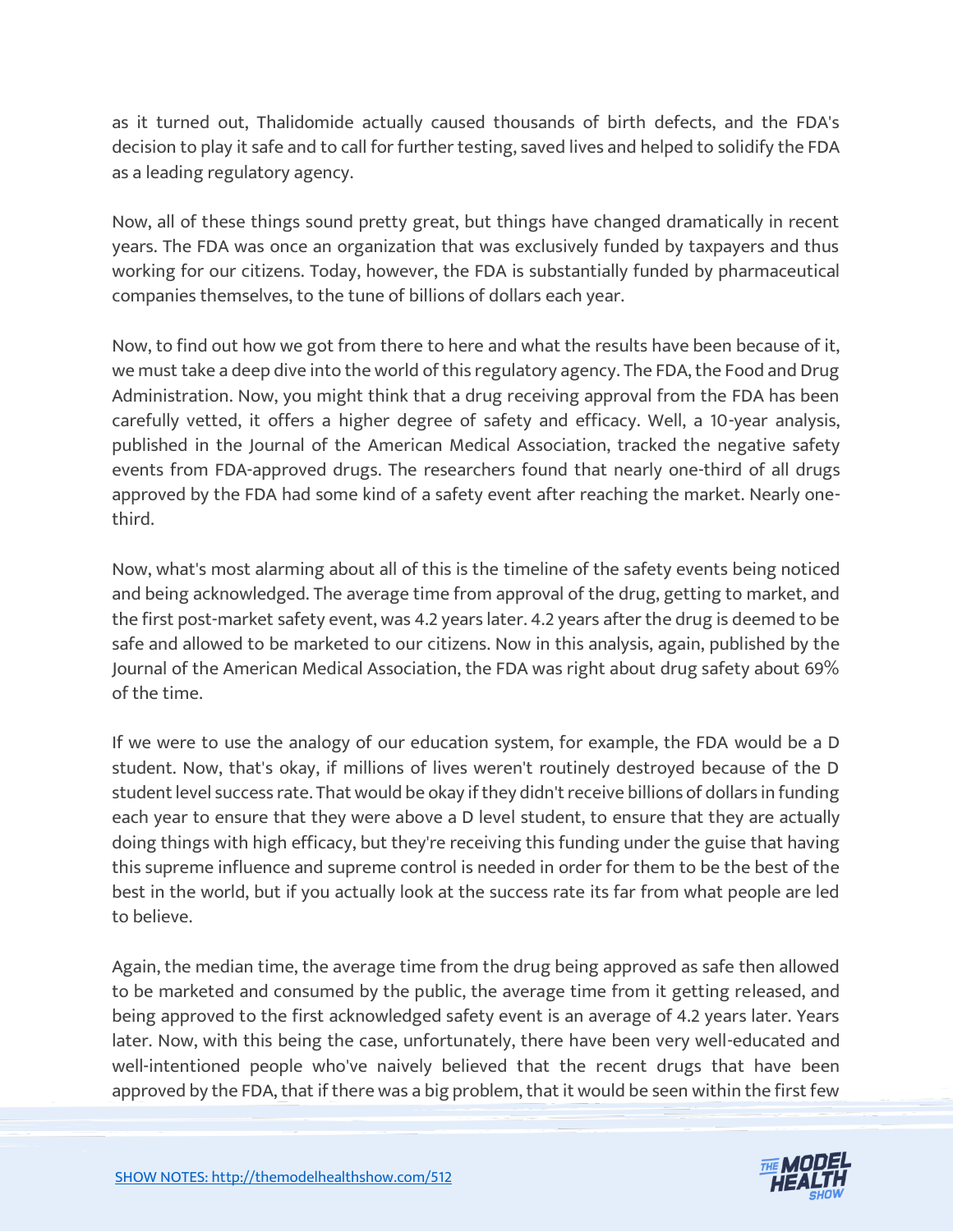as it turned out, Thalidomide actually caused thousands of birth defects, and the FDA's decision to play it safe and to call for further testing, saved lives and helped to solidify the FDA as a leading regulatory agency.

Now, all of these things sound pretty great, but things have changed dramatically in recent years. The FDA was once an organization that was exclusively funded by taxpayers and thus working for our citizens. Today, however, the FDA is substantially funded by pharmaceutical companies themselves, to the tune of billions of dollars each year.

Now, to find out how we got from there to here and what the results have been because of it, we must take a deep dive into the world of this regulatory agency. The FDA, the Food and Drug Administration. Now, you might think that a drug receiving approval from the FDA has been carefully vetted, it offers a higher degree of safety and efficacy. Well, a 10-year analysis, published in the Journal of the American Medical Association, tracked the negative safety events from FDA-approved drugs. The researchers found that nearly one-third of all drugs approved by the FDA had some kind of a safety event after reaching the market. Nearly one-third.

Now, what's most alarming about all of this is the timeline of the safety events being noticed and being acknowledged. The average time from approval of the drug, getting to market, and the first post-market safety event, was 4.2 years later. 4.2 years after the drug is deemed to be safe and allowed to be marketed to our citizens. Now in this analysis, again, published by the Journal of the American Medical Association, the FDA was right about drug safety about 69% of the time.

If we were to use the analogy of our education system, for example, the FDA would be a D student. Now, that's okay, if millions of lives weren't routinely destroyed because of the D student level success rate. That would be okay if they didn't receive billions of dollars in funding each year to ensure that they were above a D level student, to ensure that they are actually doing things with high efficacy, but they're receiving this funding under the guise that having this supreme influence and supreme control is needed in order for them to be the best of the best in the world, but if you actually look at the success rate its far from what people are led to believe.

Again, the median time, the average time from the drug being approved as safe then allowed to be marketed and consumed by the public, the average time from it getting released, and being approved to the first acknowledged safety event is an average of 4.2 years later. Years later. Now, with this being the case, unfortunately, there have been very well-educated and well-intentioned people who've naively believed that the recent drugs that have been approved by the FDA, that if there was a big problem, that it would be seen within the first few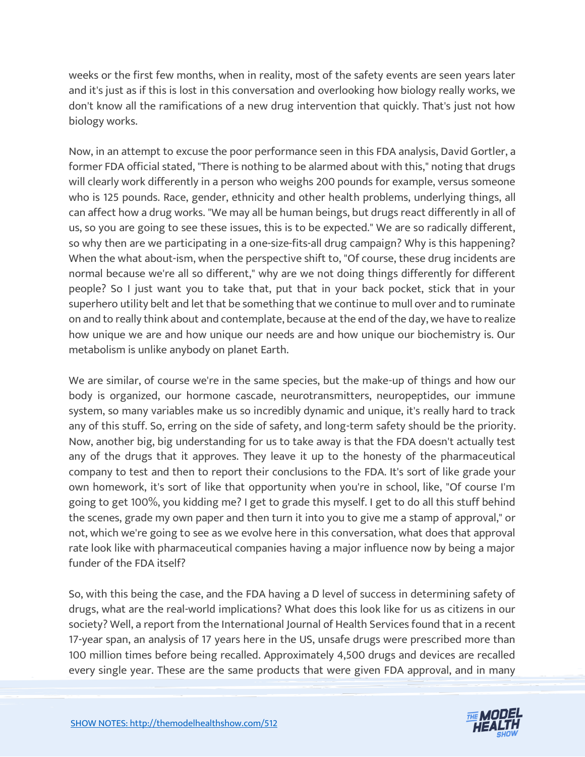weeks or the first few months, when in reality, most of the safety events are seen years later and it's just as if this is lost in this conversation and overlooking how biology really works, we don't know all the ramifications of a new drug intervention that quickly. That's just not how biology works.

Now, in an attempt to excuse the poor performance seen in this FDA analysis, David Gortler, a former FDA official stated, "There is nothing to be alarmed about with this," noting that drugs will clearly work differently in a person who weighs 200 pounds for example, versus someone who is 125 pounds. Race, gender, ethnicity and other health problems, underlying things, all can affect how a drug works. "We may all be human beings, but drugs react differently in all of us, so you are going to see these issues, this is to be expected." We are so radically different, so why then are we participating in a one-size-fits-all drug campaign? Why is this happening? When the what about-ism, when the perspective shift to, "Of course, these drug incidents are normal because we're all so different," why are we not doing things differently for different people? So I just want you to take that, put that in your back pocket, stick that in your superhero utility belt and let that be something that we continue to mull over and to ruminate on and to really think about and contemplate, because at the end of the day, we have to realize how unique we are and how unique our needs are and how unique our biochemistry is. Our metabolism is unlike anybody on planet Earth.

We are similar, of course we're in the same species, but the make-up of things and how our body is organized, our hormone cascade, neurotransmitters, neuropeptides, our immune system, so many variables make us so incredibly dynamic and unique, it's really hard to track any of this stuff. So, erring on the side of safety, and long-term safety should be the priority. Now, another big, big understanding for us to take away is that the FDA doesn't actually test any of the drugs that it approves. They leave it up to the honesty of the pharmaceutical company to test and then to report their conclusions to the FDA. It's sort of like grade your own homework, it's sort of like that opportunity when you're in school, like, "Of course I'm going to get 100%, you kidding me? I get to grade this myself. I get to do all this stuff behind the scenes, grade my own paper and then turn it into you to give me a stamp of approval," or not, which we're going to see as we evolve here in this conversation, what does that approval rate look like with pharmaceutical companies having a major influence now by being a major funder of the FDA itself?

So, with this being the case, and the FDA having a D level of success in determining safety of drugs, what are the real-world implications? What does this look like for us as citizens in our society? Well, a report from the International Journal of Health Services found that in a recent 17-year span, an analysis of 17 years here in the US, unsafe drugs were prescribed more than 100 million times before being recalled. Approximately 4,500 drugs and devices are recalled every single year. These are the same products that were given FDA approval, and in many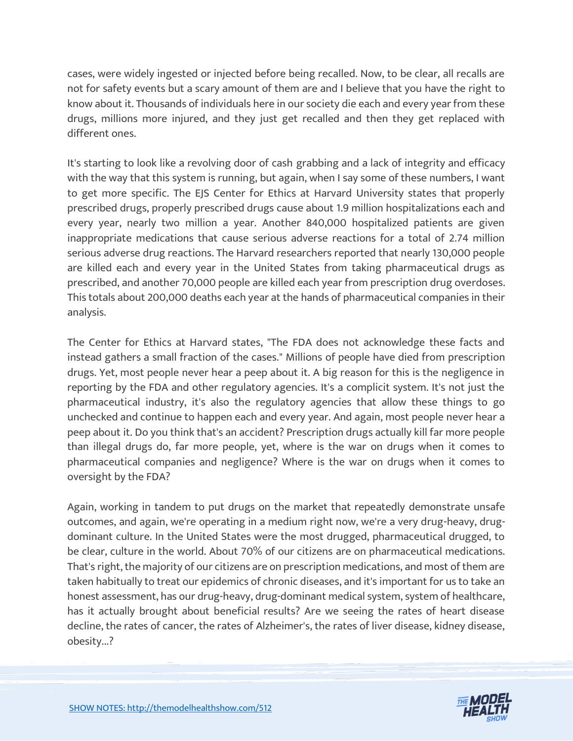cases, were widely ingested or injected before being recalled. Now, to be clear, all recalls are not for safety events but a scary amount of them are and I believe that you have the right to know about it. Thousands of individuals here in our society die each and every year from these drugs, millions more injured, and they just get recalled and then they get replaced with different ones.

It's starting to look like a revolving door of cash grabbing and a lack of integrity and efficacy with the way that this system is running, but again, when I say some of these numbers, I want to get more specific. The EJS Center for Ethics at Harvard University states that properly prescribed drugs, properly prescribed drugs cause about 1.9 million hospitalizations each and every year, nearly two million a year. Another 840,000 hospitalized patients are given inappropriate medications that cause serious adverse reactions for a total of 2.74 million serious adverse drug reactions. The Harvard researchers reported that nearly 130,000 people are killed each and every year in the United States from taking pharmaceutical drugs as prescribed, and another 70,000 people are killed each year from prescription drug overdoses. This totals about 200,000 deaths each year at the hands of pharmaceutical companies in their analysis.

The Center for Ethics at Harvard states, "The FDA does not acknowledge these facts and instead gathers a small fraction of the cases." Millions of people have died from prescription drugs. Yet, most people never hear a peep about it. A big reason for this is the negligence in reporting by the FDA and other regulatory agencies. It's a complicit system. It's not just the pharmaceutical industry, it's also the regulatory agencies that allow these things to go unchecked and continue to happen each and every year. And again, most people never hear a peep about it. Do you think that's an accident? Prescription drugs actually kill far more people than illegal drugs do, far more people, yet, where is the war on drugs when it comes to pharmaceutical companies and negligence? Where is the war on drugs when it comes to oversight by the FDA?

Again, working in tandem to put drugs on the market that repeatedly demonstrate unsafe outcomes, and again, we're operating in a medium right now, we're a very drug-heavy, drug-dominant culture. In the United States were the most drugged, pharmaceutical drugged, to be clear, culture in the world. About 70% of our citizens are on pharmaceutical medications. That's right, the majority of our citizens are on prescription medications, and most of them are taken habitually to treat our epidemics of chronic diseases, and it's important for us to take an honest assessment, has our drug-heavy, drug-dominant medical system, system of healthcare, has it actually brought about beneficial results? Are we seeing the rates of heart disease decline, the rates of cancer, the rates of Alzheimer's, the rates of liver disease, kidney disease, obesity...?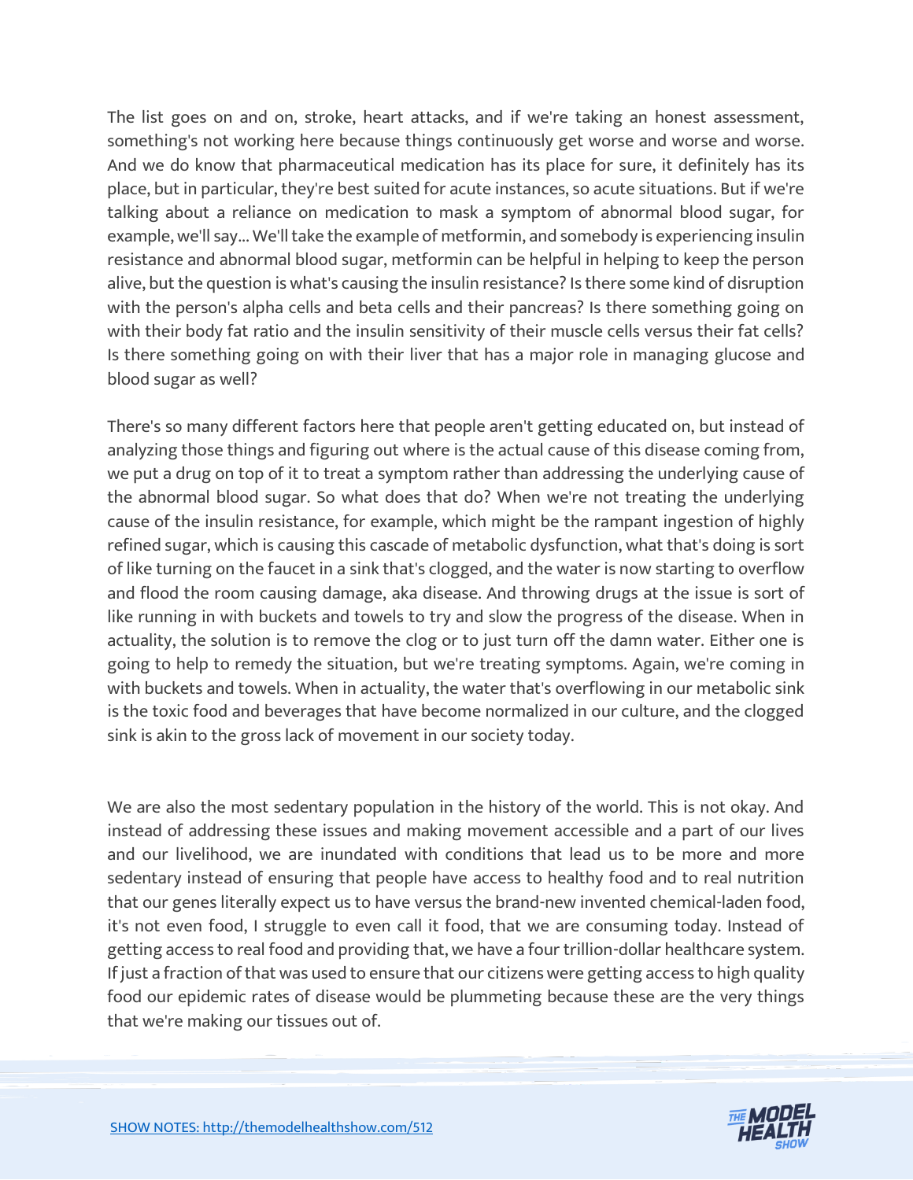The list goes on and on, stroke, heart attacks, and if we're taking an honest assessment, something's not working here because things continuously get worse and worse and worse. And we do know that pharmaceutical medication has its place for sure, it definitely has its place, but in particular, they're best suited for acute instances, so acute situations. But if we're talking about a reliance on medication to mask a symptom of abnormal blood sugar, for example, we'll say... We'll take the example of metformin, and somebody is experiencing insulin resistance and abnormal blood sugar, metformin can be helpful in helping to keep the person alive, but the question is what's causing the insulin resistance? Is there some kind of disruption with the person's alpha cells and beta cells and their pancreas? Is there something going on with their body fat ratio and the insulin sensitivity of their muscle cells versus their fat cells? Is there something going on with their liver that has a major role in managing glucose and blood sugar as well?

There's so many different factors here that people aren't getting educated on, but instead of analyzing those things and figuring out where is the actual cause of this disease coming from, we put a drug on top of it to treat a symptom rather than addressing the underlying cause of the abnormal blood sugar. So what does that do? When we're not treating the underlying cause of the insulin resistance, for example, which might be the rampant ingestion of highly refined sugar, which is causing this cascade of metabolic dysfunction, what that's doing is sort of like turning on the faucet in a sink that's clogged, and the water is now starting to overflow and flood the room causing damage, aka disease. And throwing drugs at the issue is sort of like running in with buckets and towels to try and slow the progress of the disease. When in actuality, the solution is to remove the clog or to just turn off the damn water. Either one is going to help to remedy the situation, but we're treating symptoms. Again, we're coming in with buckets and towels. When in actuality, the water that's overflowing in our metabolic sink is the toxic food and beverages that have become normalized in our culture, and the clogged sink is akin to the gross lack of movement in our society today.

We are also the most sedentary population in the history of the world. This is not okay. And instead of addressing these issues and making movement accessible and a part of our lives and our livelihood, we are inundated with conditions that lead us to be more and more sedentary instead of ensuring that people have access to healthy food and to real nutrition that our genes literally expect us to have versus the brand-new invented chemical-laden food, it's not even food, I struggle to even call it food, that we are consuming today. Instead of getting access to real food and providing that, we have a four trillion-dollar healthcare system. If just a fraction of that was used to ensure that our citizens were getting access to high quality food our epidemic rates of disease would be plummeting because these are the very things that we're making our tissues out of.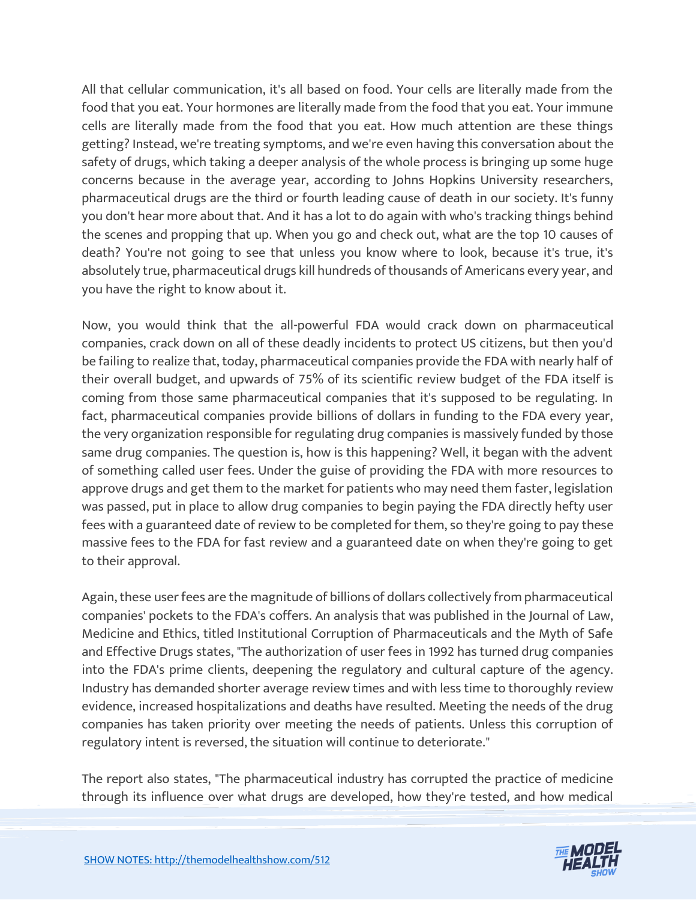All that cellular communication, it's all based on food. Your cells are literally made from the food that you eat. Your hormones are literally made from the food that you eat. Your immune cells are literally made from the food that you eat. How much attention are these things getting? Instead, we're treating symptoms, and we're even having this conversation about the safety of drugs, which taking a deeper analysis of the whole process is bringing up some huge concerns because in the average year, according to Johns Hopkins University researchers, pharmaceutical drugs are the third or fourth leading cause of death in our society. It's funny you don't hear more about that. And it has a lot to do again with who's tracking things behind the scenes and propping that up. When you go and check out, what are the top 10 causes of death? You're not going to see that unless you know where to look, because it's true, it's absolutely true, pharmaceutical drugs kill hundreds of thousands of Americans every year, and you have the right to know about it.

Now, you would think that the all-powerful FDA would crack down on pharmaceutical companies, crack down on all of these deadly incidents to protect US citizens, but then you'd be failing to realize that, today, pharmaceutical companies provide the FDA with nearly half of their overall budget, and upwards of 75% of its scientific review budget of the FDA itself is coming from those same pharmaceutical companies that it's supposed to be regulating. In fact, pharmaceutical companies provide billions of dollars in funding to the FDA every year, the very organization responsible for regulating drug companies is massively funded by those same drug companies. The question is, how is this happening? Well, it began with the advent of something called user fees. Under the guise of providing the FDA with more resources to approve drugs and get them to the market for patients who may need them faster, legislation was passed, put in place to allow drug companies to begin paying the FDA directly hefty user fees with a guaranteed date of review to be completed for them, so they're going to pay these massive fees to the FDA for fast review and a guaranteed date on when they're going to get to their approval.

Again, these user fees are the magnitude of billions of dollars collectively from pharmaceutical companies' pockets to the FDA's coffers. An analysis that was published in the Journal of Law, Medicine and Ethics, titled Institutional Corruption of Pharmaceuticals and the Myth of Safe and Effective Drugs states, "The authorization of user fees in 1992 has turned drug companies into the FDA's prime clients, deepening the regulatory and cultural capture of the agency. Industry has demanded shorter average review times and with less time to thoroughly review evidence, increased hospitalizations and deaths have resulted. Meeting the needs of the drug companies has taken priority over meeting the needs of patients. Unless this corruption of regulatory intent is reversed, the situation will continue to deteriorate."

The report also states, "The pharmaceutical industry has corrupted the practice of medicine through its influence over what drugs are developed, how they're tested, and how medical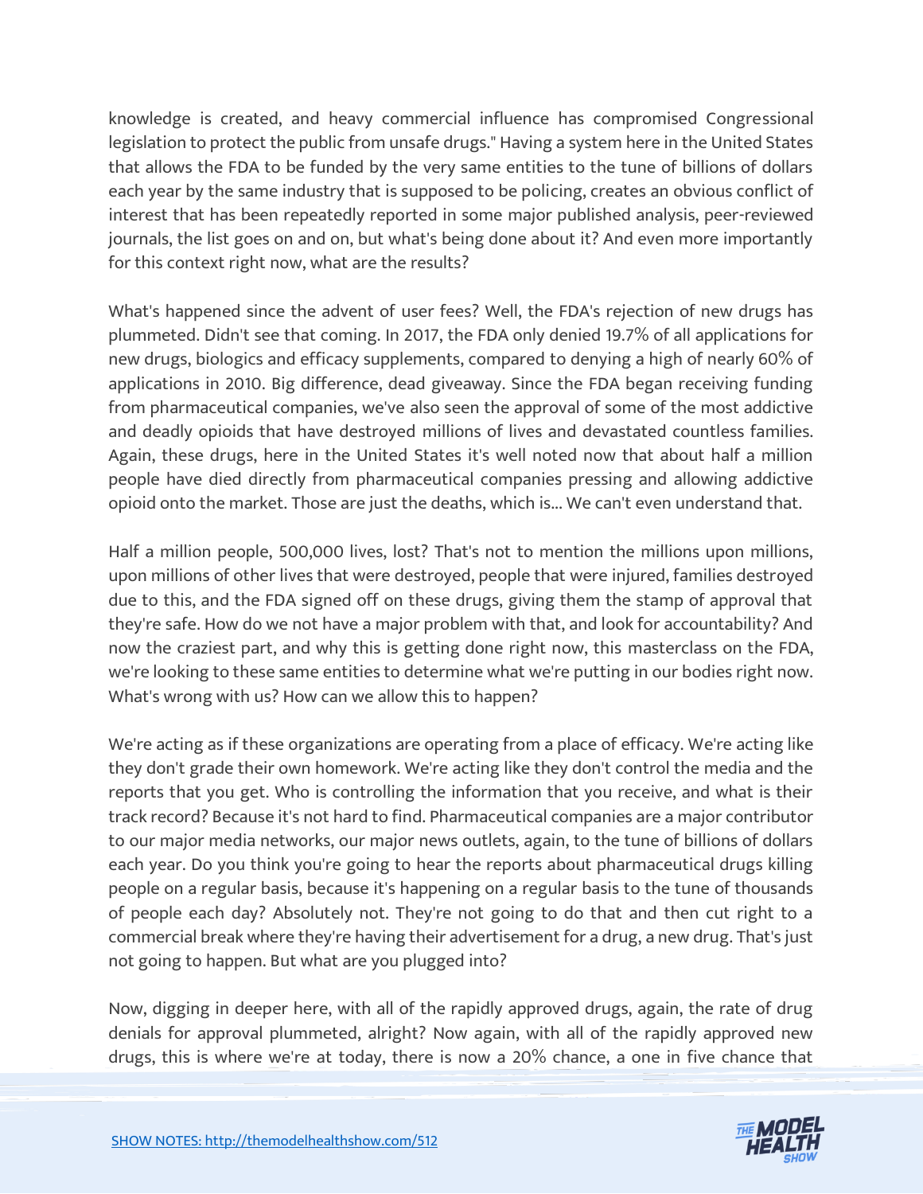knowledge is created, and heavy commercial influence has compromised Congressional legislation to protect the public from unsafe drugs." Having a system here in the United States that allows the FDA to be funded by the very same entities to the tune of billions of dollars each year by the same industry that is supposed to be policing, creates an obvious conflict of interest that has been repeatedly reported in some major published analysis, peer-reviewed journals, the list goes on and on, but what's being done about it? And even more importantly for this context right now, what are the results?

What's happened since the advent of user fees? Well, the FDA's rejection of new drugs has plummeted. Didn't see that coming. In 2017, the FDA only denied 19.7% of all applications for new drugs, biologics and efficacy supplements, compared to denying a high of nearly 60% of applications in 2010. Big difference, dead giveaway. Since the FDA began receiving funding from pharmaceutical companies, we've also seen the approval of some of the most addictive and deadly opioids that have destroyed millions of lives and devastated countless families. Again, these drugs, here in the United States it's well noted now that about half a million people have died directly from pharmaceutical companies pressing and allowing addictive opioid onto the market. Those are just the deaths, which is... We can't even understand that.

Half a million people, 500,000 lives, lost? That's not to mention the millions upon millions, upon millions of other lives that were destroyed, people that were injured, families destroyed due to this, and the FDA signed off on these drugs, giving them the stamp of approval that they're safe. How do we not have a major problem with that, and look for accountability? And now the craziest part, and why this is getting done right now, this masterclass on the FDA, we're looking to these same entities to determine what we're putting in our bodies right now. What's wrong with us? How can we allow this to happen?

We're acting as if these organizations are operating from a place of efficacy. We're acting like they don't grade their own homework. We're acting like they don't control the media and the reports that you get. Who is controlling the information that you receive, and what is their track record? Because it's not hard to find. Pharmaceutical companies are a major contributor to our major media networks, our major news outlets, again, to the tune of billions of dollars each year. Do you think you're going to hear the reports about pharmaceutical drugs killing people on a regular basis, because it's happening on a regular basis to the tune of thousands of people each day? Absolutely not. They're not going to do that and then cut right to a commercial break where they're having their advertisement for a drug, a new drug. That's just not going to happen. But what are you plugged into?

Now, digging in deeper here, with all of the rapidly approved drugs, again, the rate of drug denials for approval plummeted, alright? Now again, with all of the rapidly approved new drugs, this is where we're at today, there is now a 20% chance, a one in five chance that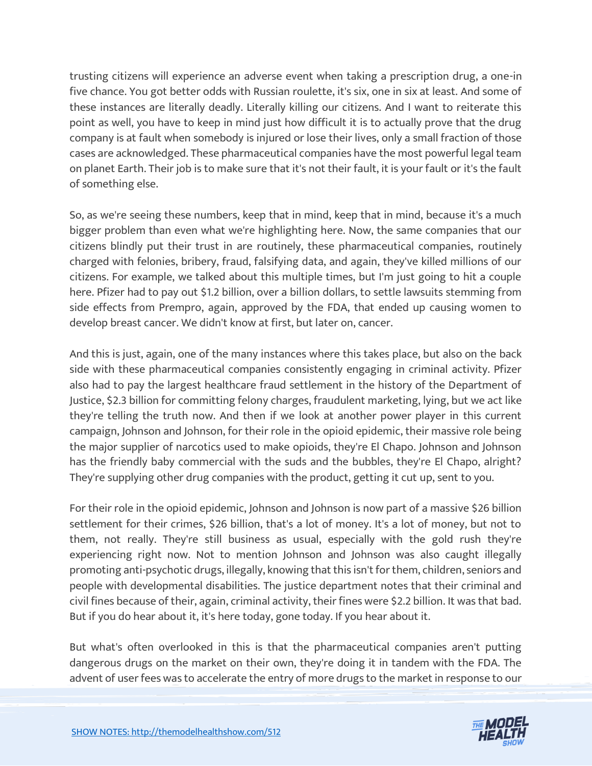trusting citizens will experience an adverse event when taking a prescription drug, a one-in five chance. You got better odds with Russian roulette, it's six, one in six at least. And some of these instances are literally deadly. Literally killing our citizens. And I want to reiterate this point as well, you have to keep in mind just how difficult it is to actually prove that the drug company is at fault when somebody is injured or lose their lives, only a small fraction of those cases are acknowledged. These pharmaceutical companies have the most powerful legal team on planet Earth. Their job is to make sure that it's not their fault, it is your fault or it's the fault of something else.

So, as we're seeing these numbers, keep that in mind, keep that in mind, because it's a much bigger problem than even what we're highlighting here. Now, the same companies that our citizens blindly put their trust in are routinely, these pharmaceutical companies, routinely charged with felonies, bribery, fraud, falsifying data, and again, they've killed millions of our citizens. For example, we talked about this multiple times, but I'm just going to hit a couple here. Pfizer had to pay out $1.2 billion, over a billion dollars, to settle lawsuits stemming from side effects from Prempro, again, approved by the FDA, that ended up causing women to develop breast cancer. We didn't know at first, but later on, cancer.

And this is just, again, one of the many instances where this takes place, but also on the back side with these pharmaceutical companies consistently engaging in criminal activity. Pfizer also had to pay the largest healthcare fraud settlement in the history of the Department of Justice, $2.3 billion for committing felony charges, fraudulent marketing, lying, but we act like they're telling the truth now. And then if we look at another power player in this current campaign, Johnson and Johnson, for their role in the opioid epidemic, their massive role being the major supplier of narcotics used to make opioids, they're El Chapo. Johnson and Johnson has the friendly baby commercial with the suds and the bubbles, they're El Chapo, alright? They're supplying other drug companies with the product, getting it cut up, sent to you.

For their role in the opioid epidemic, Johnson and Johnson is now part of a massive $26 billion settlement for their crimes, $26 billion, that's a lot of money. It's a lot of money, but not to them, not really. They're still business as usual, especially with the gold rush they're experiencing right now. Not to mention Johnson and Johnson was also caught illegally promoting anti-psychotic drugs, illegally, knowing that this isn't for them, children, seniors and people with developmental disabilities. The justice department notes that their criminal and civil fines because of their, again, criminal activity, their fines were $2.2 billion. It was that bad. But if you do hear about it, it's here today, gone today. If you hear about it.

But what's often overlooked in this is that the pharmaceutical companies aren't putting dangerous drugs on the market on their own, they're doing it in tandem with the FDA. The advent of user fees was to accelerate the entry of more drugs to the market in response to our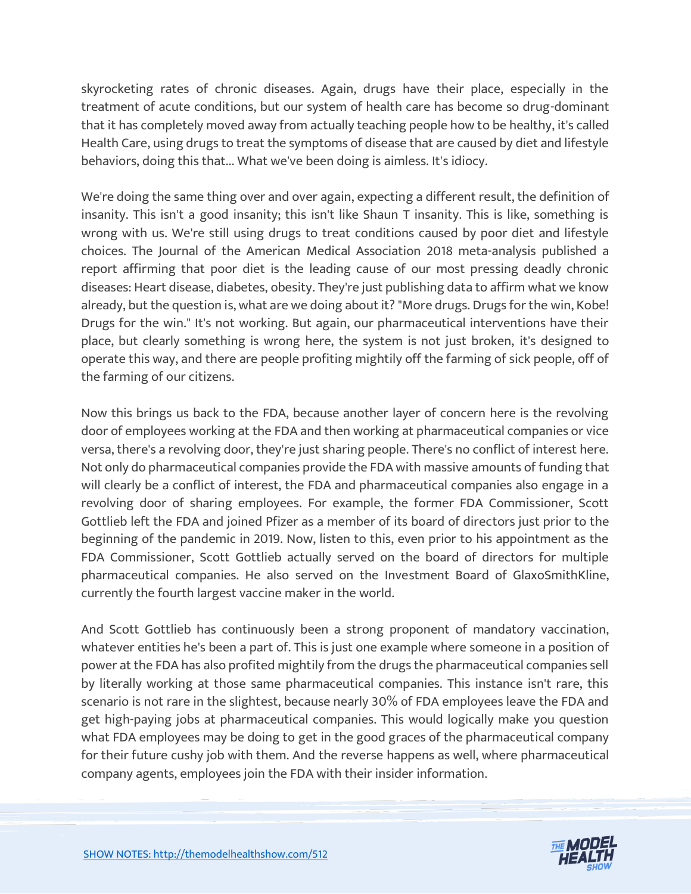skyrocketing rates of chronic diseases. Again, drugs have their place, especially in the treatment of acute conditions, but our system of health care has become so drug-dominant that it has completely moved away from actually teaching people how to be healthy, it's called Health Care, using drugs to treat the symptoms of disease that are caused by diet and lifestyle behaviors, doing this that... What we've been doing is aimless. It's idiocy.

We're doing the same thing over and over again, expecting a different result, the definition of insanity. This isn't a good insanity; this isn't like Shaun T insanity. This is like, something is wrong with us. We're still using drugs to treat conditions caused by poor diet and lifestyle choices. The Journal of the American Medical Association 2018 meta-analysis published a report affirming that poor diet is the leading cause of our most pressing deadly chronic diseases: Heart disease, diabetes, obesity. They're just publishing data to affirm what we know already, but the question is, what are we doing about it? "More drugs. Drugs for the win, Kobe! Drugs for the win." It's not working. But again, our pharmaceutical interventions have their place, but clearly something is wrong here, the system is not just broken, it's designed to operate this way, and there are people profiting mightily off the farming of sick people, off of the farming of our citizens.

Now this brings us back to the FDA, because another layer of concern here is the revolving door of employees working at the FDA and then working at pharmaceutical companies or vice versa, there's a revolving door, they're just sharing people. There's no conflict of interest here. Not only do pharmaceutical companies provide the FDA with massive amounts of funding that will clearly be a conflict of interest, the FDA and pharmaceutical companies also engage in a revolving door of sharing employees. For example, the former FDA Commissioner, Scott Gottlieb left the FDA and joined Pfizer as a member of its board of directors just prior to the beginning of the pandemic in 2019. Now, listen to this, even prior to his appointment as the FDA Commissioner, Scott Gottlieb actually served on the board of directors for multiple pharmaceutical companies. He also served on the Investment Board of GlaxoSmithKline, currently the fourth largest vaccine maker in the world.

And Scott Gottlieb has continuously been a strong proponent of mandatory vaccination, whatever entities he's been a part of. This is just one example where someone in a position of power at the FDA has also profited mightily from the drugs the pharmaceutical companies sell by literally working at those same pharmaceutical companies. This instance isn't rare, this scenario is not rare in the slightest, because nearly 30% of FDA employees leave the FDA and get high-paying jobs at pharmaceutical companies. This would logically make you question what FDA employees may be doing to get in the good graces of the pharmaceutical company for their future cushy job with them. And the reverse happens as well, where pharmaceutical company agents, employees join the FDA with their insider information.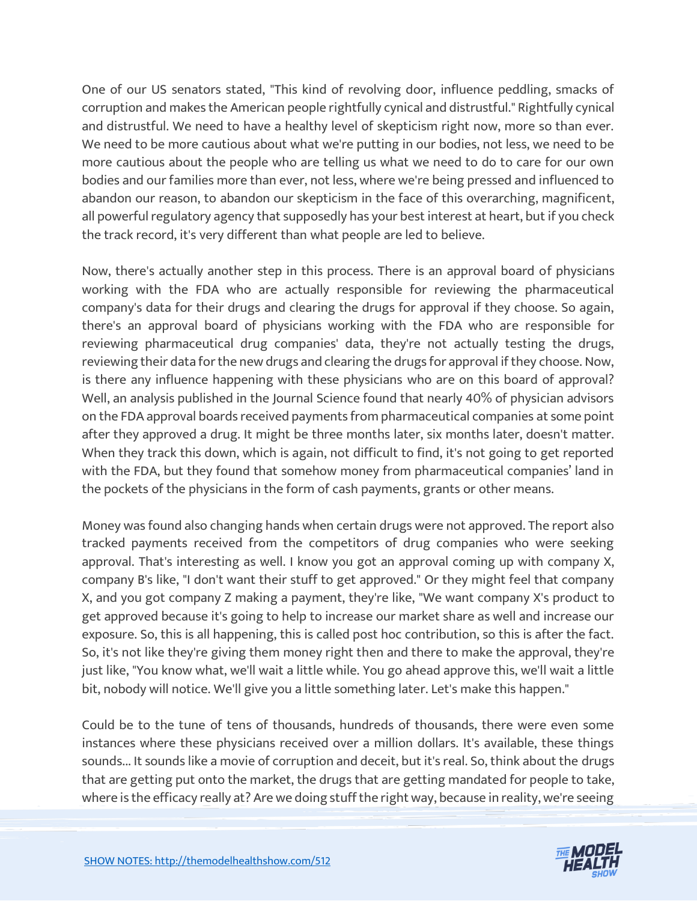One of our US senators stated, "This kind of revolving door, influence peddling, smacks of corruption and makes the American people rightfully cynical and distrustful." Rightfully cynical and distrustful. We need to have a healthy level of skepticism right now, more so than ever. We need to be more cautious about what we're putting in our bodies, not less, we need to be more cautious about the people who are telling us what we need to do to care for our own bodies and our families more than ever, not less, where we're being pressed and influenced to abandon our reason, to abandon our skepticism in the face of this overarching, magnificent, all powerful regulatory agency that supposedly has your best interest at heart, but if you check the track record, it's very different than what people are led to believe.

Now, there's actually another step in this process. There is an approval board of physicians working with the FDA who are actually responsible for reviewing the pharmaceutical company's data for their drugs and clearing the drugs for approval if they choose. So again, there's an approval board of physicians working with the FDA who are responsible for reviewing pharmaceutical drug companies' data, they're not actually testing the drugs, reviewing their data for the new drugs and clearing the drugs for approval if they choose. Now, is there any influence happening with these physicians who are on this board of approval? Well, an analysis published in the Journal Science found that nearly 40% of physician advisors on the FDA approval boards received payments from pharmaceutical companies at some point after they approved a drug. It might be three months later, six months later, doesn't matter. When they track this down, which is again, not difficult to find, it's not going to get reported with the FDA, but they found that somehow money from pharmaceutical companies' land in the pockets of the physicians in the form of cash payments, grants or other means.

Money was found also changing hands when certain drugs were not approved. The report also tracked payments received from the competitors of drug companies who were seeking approval. That's interesting as well. I know you got an approval coming up with company X, company B's like, "I don't want their stuff to get approved." Or they might feel that company X, and you got company Z making a payment, they're like, "We want company X's product to get approved because it's going to help to increase our market share as well and increase our exposure. So, this is all happening, this is called post hoc contribution, so this is after the fact. So, it's not like they're giving them money right then and there to make the approval, they're just like, "You know what, we'll wait a little while. You go ahead approve this, we'll wait a little bit, nobody will notice. We'll give you a little something later. Let's make this happen."

Could be to the tune of tens of thousands, hundreds of thousands, there were even some instances where these physicians received over a million dollars. It's available, these things sounds... It sounds like a movie of corruption and deceit, but it's real. So, think about the drugs that are getting put onto the market, the drugs that are getting mandated for people to take, where is the efficacy really at? Are we doing stuff the right way, because in reality, we're seeing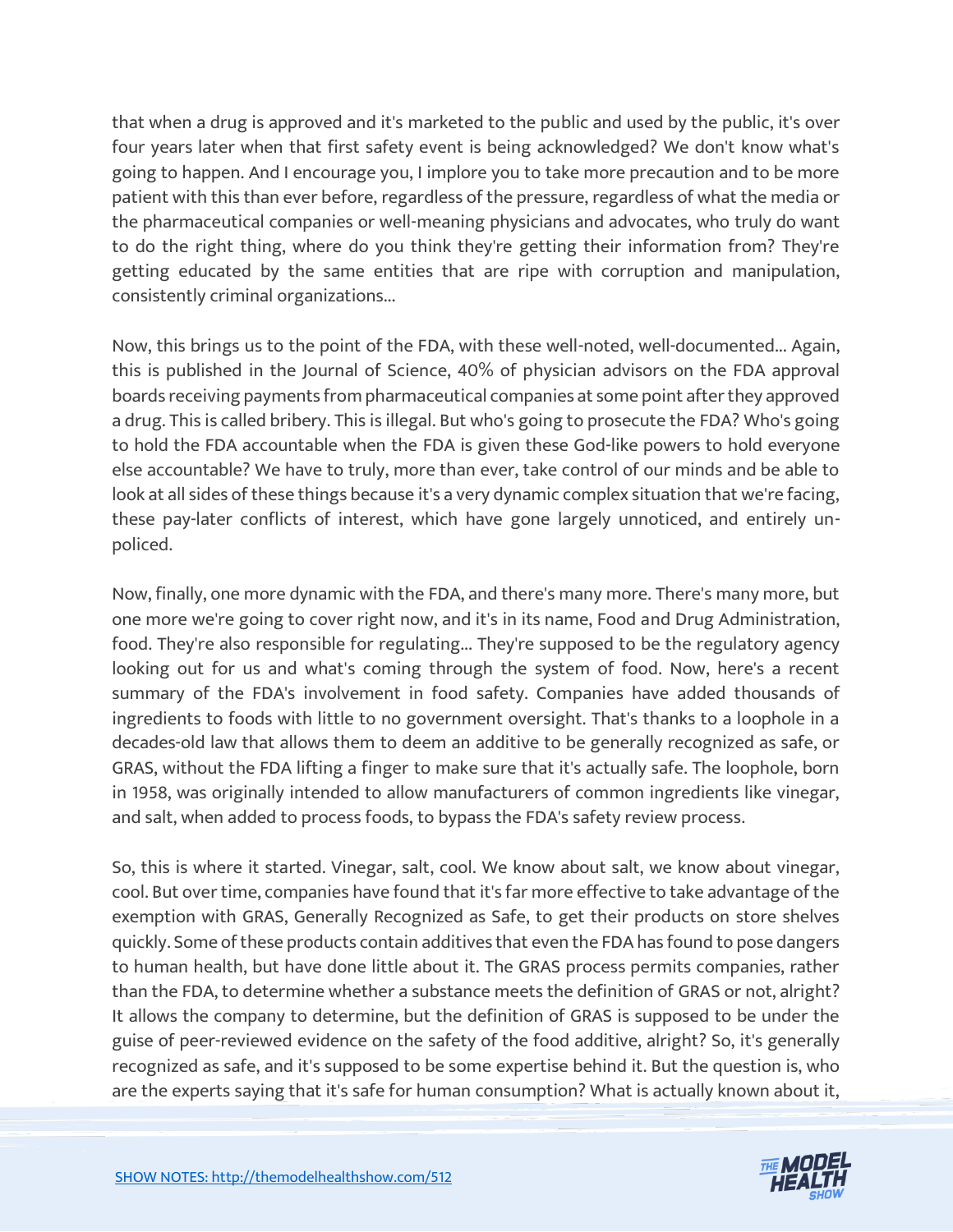that when a drug is approved and it's marketed to the public and used by the public, it's over four years later when that first safety event is being acknowledged? We don't know what's going to happen. And I encourage you, I implore you to take more precaution and to be more patient with this than ever before, regardless of the pressure, regardless of what the media or the pharmaceutical companies or well-meaning physicians and advocates, who truly do want to do the right thing, where do you think they're getting their information from? They're getting educated by the same entities that are ripe with corruption and manipulation, consistently criminal organizations...

Now, this brings us to the point of the FDA, with these well-noted, well-documented... Again, this is published in the Journal of Science, 40% of physician advisors on the FDA approval boards receiving payments from pharmaceutical companies at some point after they approved a drug. This is called bribery. This is illegal. But who's going to prosecute the FDA? Who's going to hold the FDA accountable when the FDA is given these God-like powers to hold everyone else accountable? We have to truly, more than ever, take control of our minds and be able to look at all sides of these things because it's a very dynamic complex situation that we're facing, these pay-later conflicts of interest, which have gone largely unnoticed, and entirely un-policed.

Now, finally, one more dynamic with the FDA, and there's many more. There's many more, but one more we're going to cover right now, and it's in its name, Food and Drug Administration, food. They're also responsible for regulating... They're supposed to be the regulatory agency looking out for us and what's coming through the system of food. Now, here's a recent summary of the FDA's involvement in food safety. Companies have added thousands of ingredients to foods with little to no government oversight. That's thanks to a loophole in a decades-old law that allows them to deem an additive to be generally recognized as safe, or GRAS, without the FDA lifting a finger to make sure that it's actually safe. The loophole, born in 1958, was originally intended to allow manufacturers of common ingredients like vinegar, and salt, when added to process foods, to bypass the FDA's safety review process.

So, this is where it started. Vinegar, salt, cool. We know about salt, we know about vinegar, cool. But over time, companies have found that it's far more effective to take advantage of the exemption with GRAS, Generally Recognized as Safe, to get their products on store shelves quickly. Some of these products contain additives that even the FDA has found to pose dangers to human health, but have done little about it. The GRAS process permits companies, rather than the FDA, to determine whether a substance meets the definition of GRAS or not, alright? It allows the company to determine, but the definition of GRAS is supposed to be under the guise of peer-reviewed evidence on the safety of the food additive, alright? So, it's generally recognized as safe, and it's supposed to be some expertise behind it. But the question is, who are the experts saying that it's safe for human consumption? What is actually known about it,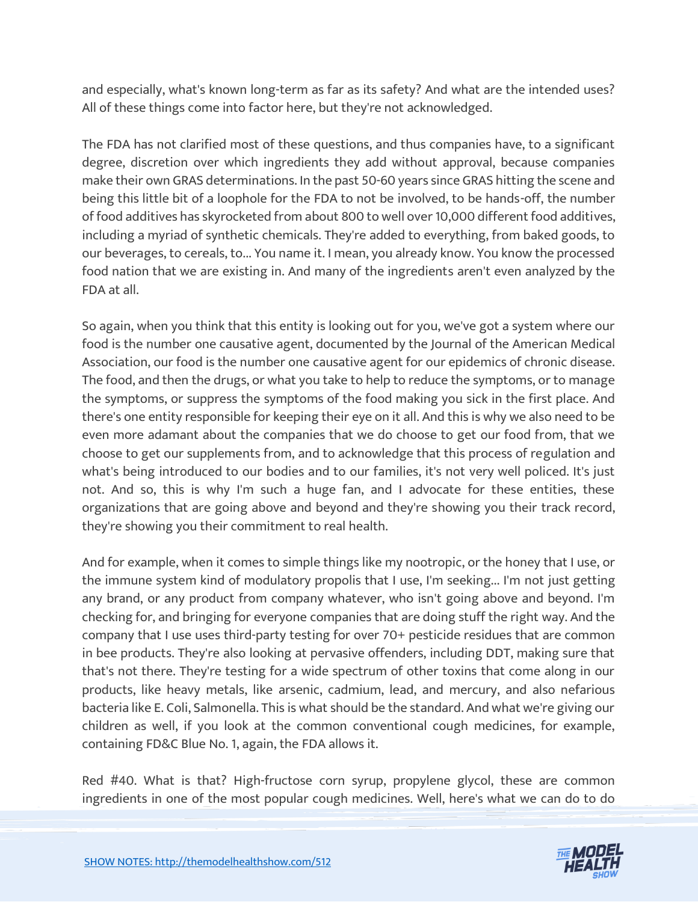and especially, what's known long-term as far as its safety? And what are the intended uses? All of these things come into factor here, but they're not acknowledged.

The FDA has not clarified most of these questions, and thus companies have, to a significant degree, discretion over which ingredients they add without approval, because companies make their own GRAS determinations. In the past 50-60 years since GRAS hitting the scene and being this little bit of a loophole for the FDA to not be involved, to be hands-off, the number of food additives has skyrocketed from about 800 to well over 10,000 different food additives, including a myriad of synthetic chemicals. They're added to everything, from baked goods, to our beverages, to cereals, to... You name it. I mean, you already know. You know the processed food nation that we are existing in. And many of the ingredients aren't even analyzed by the FDA at all.

So again, when you think that this entity is looking out for you, we've got a system where our food is the number one causative agent, documented by the Journal of the American Medical Association, our food is the number one causative agent for our epidemics of chronic disease. The food, and then the drugs, or what you take to help to reduce the symptoms, or to manage the symptoms, or suppress the symptoms of the food making you sick in the first place. And there's one entity responsible for keeping their eye on it all. And this is why we also need to be even more adamant about the companies that we do choose to get our food from, that we choose to get our supplements from, and to acknowledge that this process of regulation and what's being introduced to our bodies and to our families, it's not very well policed. It's just not. And so, this is why I'm such a huge fan, and I advocate for these entities, these organizations that are going above and beyond and they're showing you their track record, they're showing you their commitment to real health.

And for example, when it comes to simple things like my nootropic, or the honey that I use, or the immune system kind of modulatory propolis that I use, I'm seeking... I'm not just getting any brand, or any product from company whatever, who isn't going above and beyond. I'm checking for, and bringing for everyone companies that are doing stuff the right way. And the company that I use uses third-party testing for over 70+ pesticide residues that are common in bee products. They're also looking at pervasive offenders, including DDT, making sure that that's not there. They're testing for a wide spectrum of other toxins that come along in our products, like heavy metals, like arsenic, cadmium, lead, and mercury, and also nefarious bacteria like E. Coli, Salmonella. This is what should be the standard. And what we're giving our children as well, if you look at the common conventional cough medicines, for example, containing FD&C Blue No. 1, again, the FDA allows it.

Red #40. What is that? High-fructose corn syrup, propylene glycol, these are common ingredients in one of the most popular cough medicines. Well, here's what we can do to do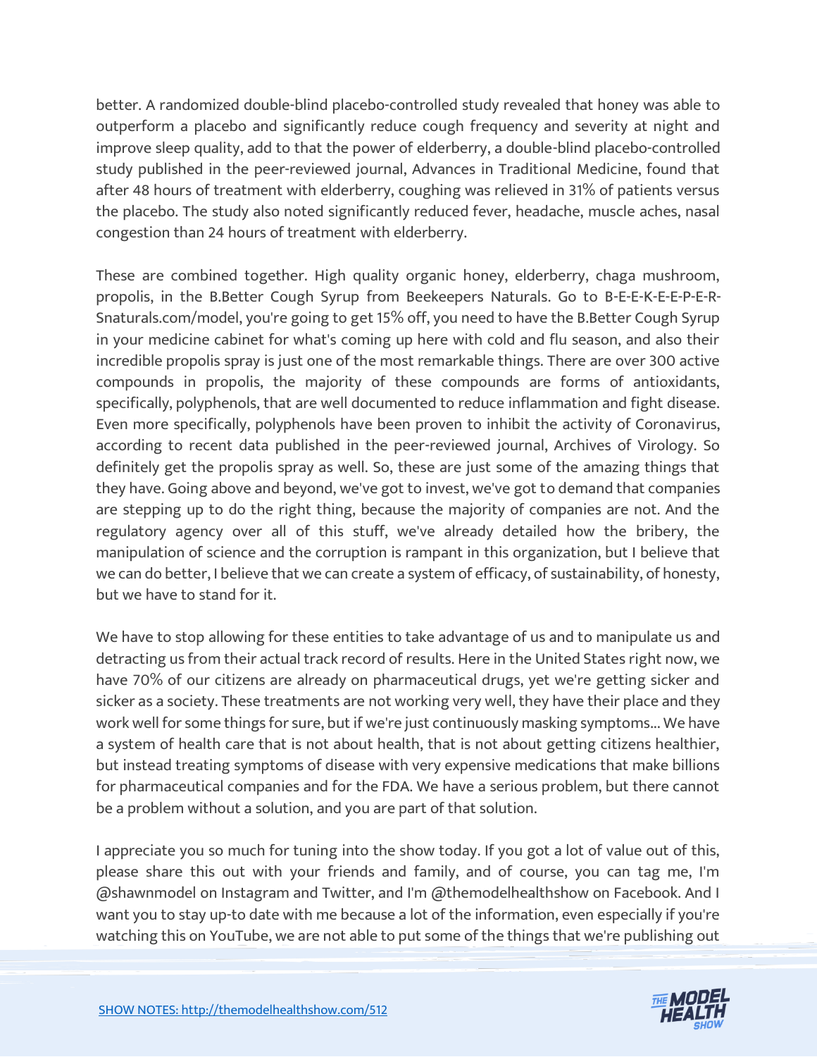better. A randomized double-blind placebo-controlled study revealed that honey was able to outperform a placebo and significantly reduce cough frequency and severity at night and improve sleep quality, add to that the power of elderberry, a double-blind placebo-controlled study published in the peer-reviewed journal, Advances in Traditional Medicine, found that after 48 hours of treatment with elderberry, coughing was relieved in 31% of patients versus the placebo. The study also noted significantly reduced fever, headache, muscle aches, nasal congestion than 24 hours of treatment with elderberry.

These are combined together. High quality organic honey, elderberry, chaga mushroom, propolis, in the B.Better Cough Syrup from Beekeepers Naturals. Go to B-E-E-K-E-E-P-E-R-Snaturals.com/model, you're going to get 15% off, you need to have the B.Better Cough Syrup in your medicine cabinet for what's coming up here with cold and flu season, and also their incredible propolis spray is just one of the most remarkable things. There are over 300 active compounds in propolis, the majority of these compounds are forms of antioxidants, specifically, polyphenols, that are well documented to reduce inflammation and fight disease. Even more specifically, polyphenols have been proven to inhibit the activity of Coronavirus, according to recent data published in the peer-reviewed journal, Archives of Virology. So definitely get the propolis spray as well. So, these are just some of the amazing things that they have. Going above and beyond, we've got to invest, we've got to demand that companies are stepping up to do the right thing, because the majority of companies are not. And the regulatory agency over all of this stuff, we've already detailed how the bribery, the manipulation of science and the corruption is rampant in this organization, but I believe that we can do better, I believe that we can create a system of efficacy, of sustainability, of honesty, but we have to stand for it.

We have to stop allowing for these entities to take advantage of us and to manipulate us and detracting us from their actual track record of results. Here in the United States right now, we have 70% of our citizens are already on pharmaceutical drugs, yet we're getting sicker and sicker as a society. These treatments are not working very well, they have their place and they work well for some things for sure, but if we're just continuously masking symptoms... We have a system of health care that is not about health, that is not about getting citizens healthier, but instead treating symptoms of disease with very expensive medications that make billions for pharmaceutical companies and for the FDA. We have a serious problem, but there cannot be a problem without a solution, and you are part of that solution.

I appreciate you so much for tuning into the show today. If you got a lot of value out of this, please share this out with your friends and family, and of course, you can tag me, I'm @shawnmodel on Instagram and Twitter, and I'm @themodelhealthshow on Facebook. And I want you to stay up-to date with me because a lot of the information, even especially if you're watching this on YouTube, we are not able to put some of the things that we're publishing out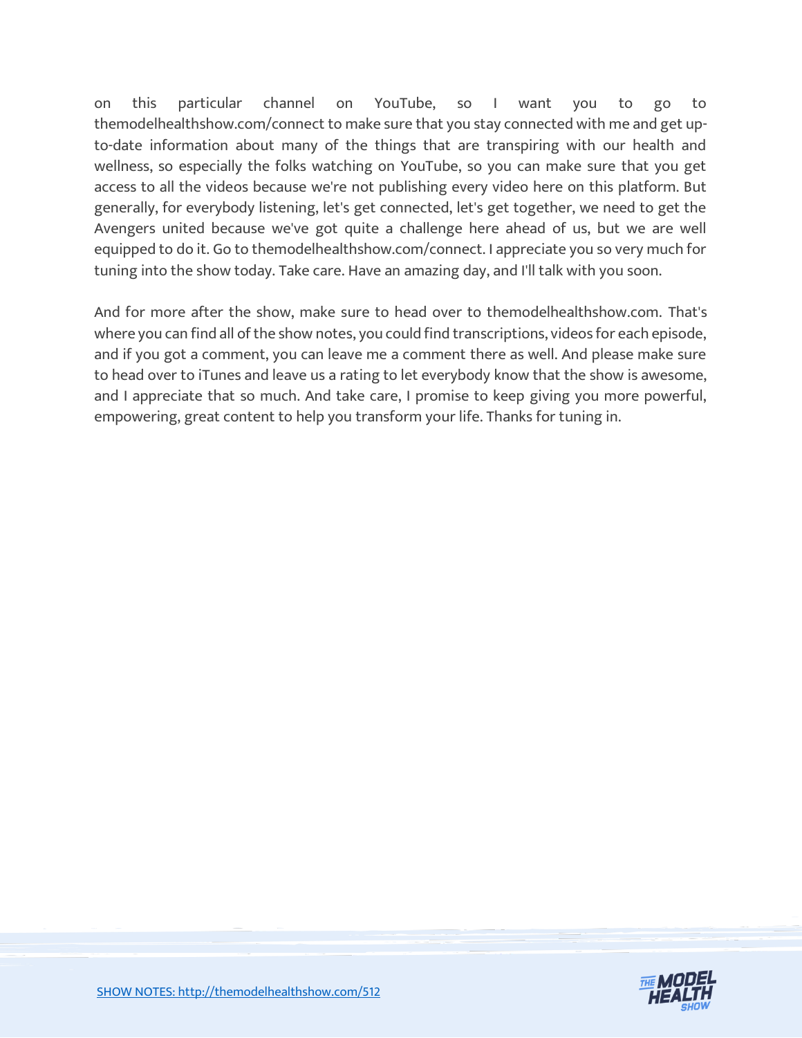on this particular channel on YouTube, so I want you to go to themodelhealthshow.com/connect to make sure that you stay connected with me and get up-to-date information about many of the things that are transpiring with our health and wellness, so especially the folks watching on YouTube, so you can make sure that you get access to all the videos because we're not publishing every video here on this platform. But generally, for everybody listening, let's get connected, let's get together, we need to get the Avengers united because we've got quite a challenge here ahead of us, but we are well equipped to do it. Go to themodelhealthshow.com/connect. I appreciate you so very much for tuning into the show today. Take care. Have an amazing day, and I'll talk with you soon.

And for more after the show, make sure to head over to themodelhealthshow.com. That's where you can find all of the show notes, you could find transcriptions, videos for each episode, and if you got a comment, you can leave me a comment there as well. And please make sure to head over to iTunes and leave us a rating to let everybody know that the show is awesome, and I appreciate that so much. And take care, I promise to keep giving you more powerful, empowering, great content to help you transform your life. Thanks for tuning in.